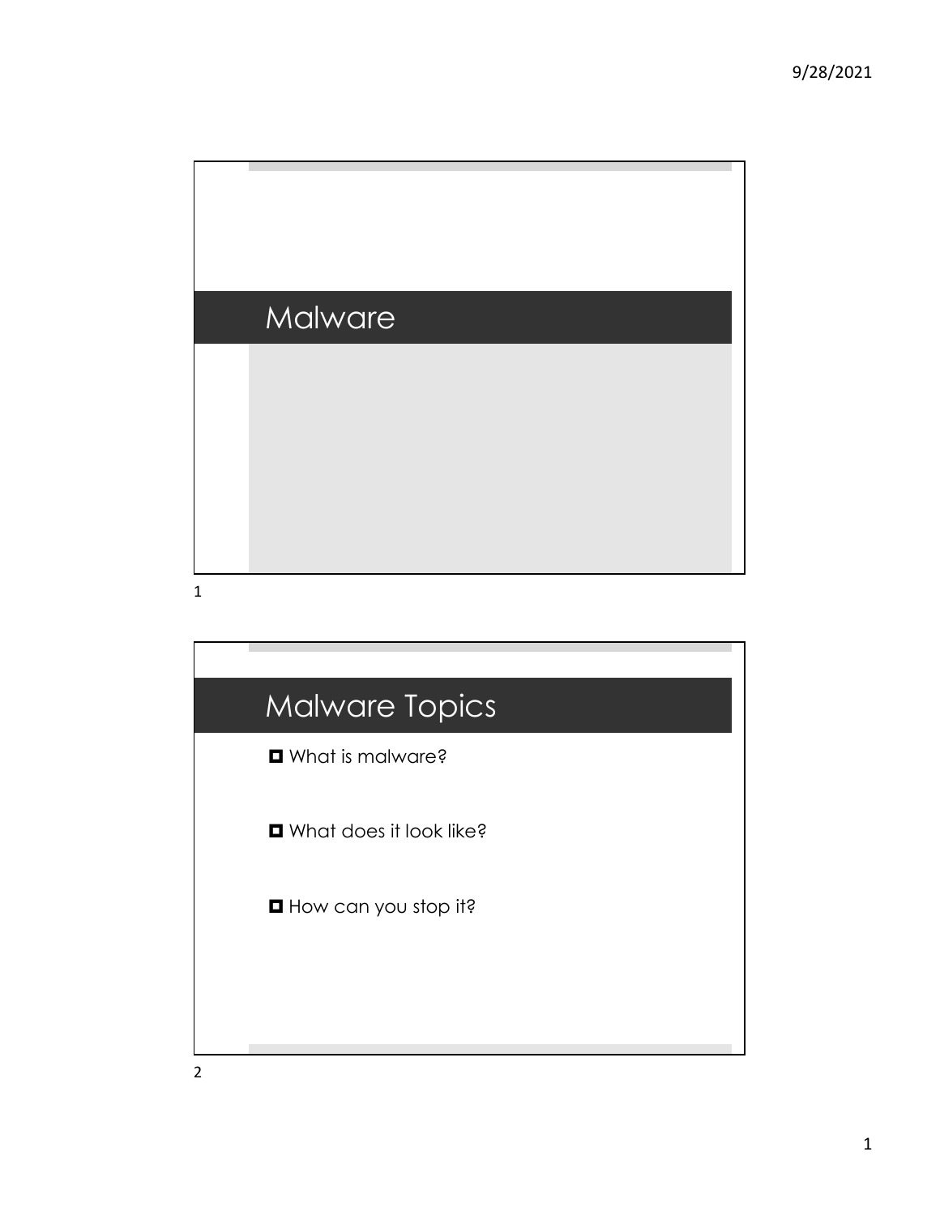# Malware

## Malware Topics

- What is malware?
- What does it look like?
- How can you stop it?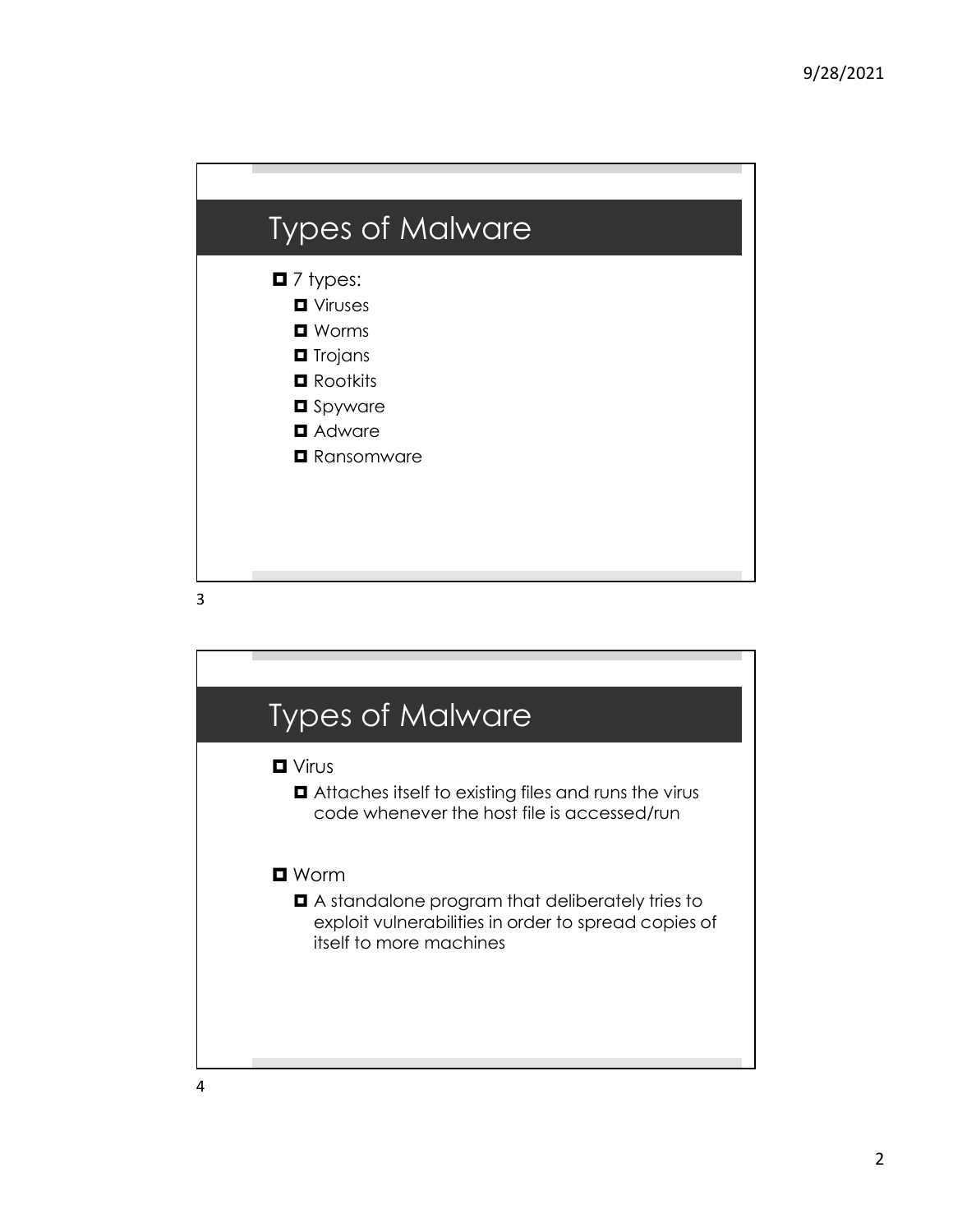## Types of Malware

- 7 types:
  - Viruses
  - Worms
  - Trojans
  - Rootkits
  - Spyware
  - Adware
  - Ransomware

## Types of Malware

- Virus
  - Attaches itself to existing files and runs the virus code whenever the host file is accessed/run
- Worm
  - A standalone program that deliberately tries to exploit vulnerabilities in order to spread copies of itself to more machines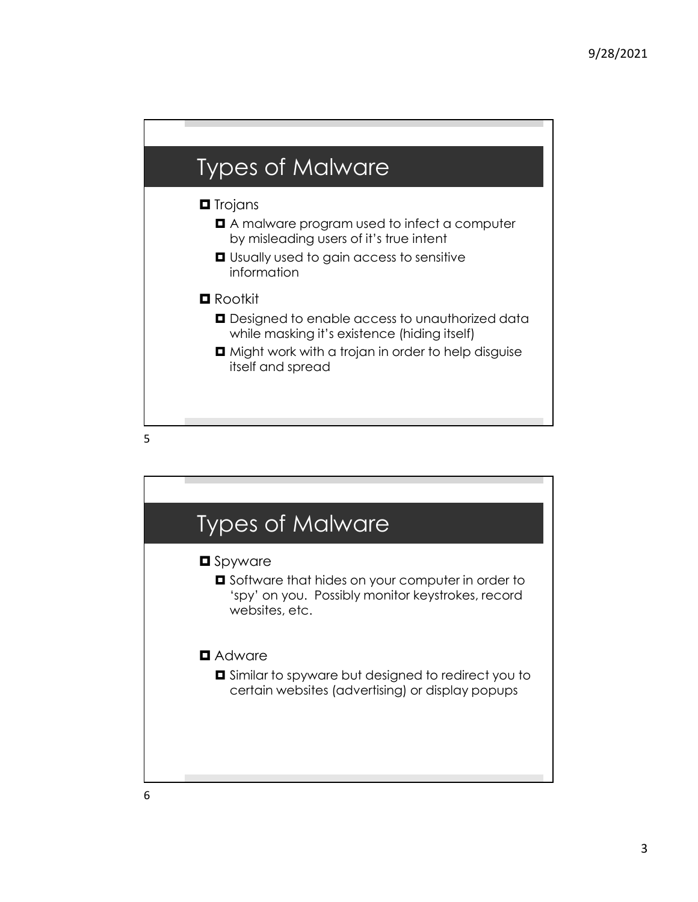## Types of Malware

- Trojans
  - A malware program used to infect a computer by misleading users of it's true intent
  - Usually used to gain access to sensitive information
- Rootkit
  - Designed to enable access to unauthorized data while masking it's existence (hiding itself)
  - Might work with a trojan in order to help disguise itself and spread

## Types of Malware

- Spyware
  - Software that hides on your computer in order to 'spy' on you. Possibly monitor keystrokes, record websites, etc.
- Adware
  - Similar to spyware but designed to redirect you to certain websites (advertising) or display popups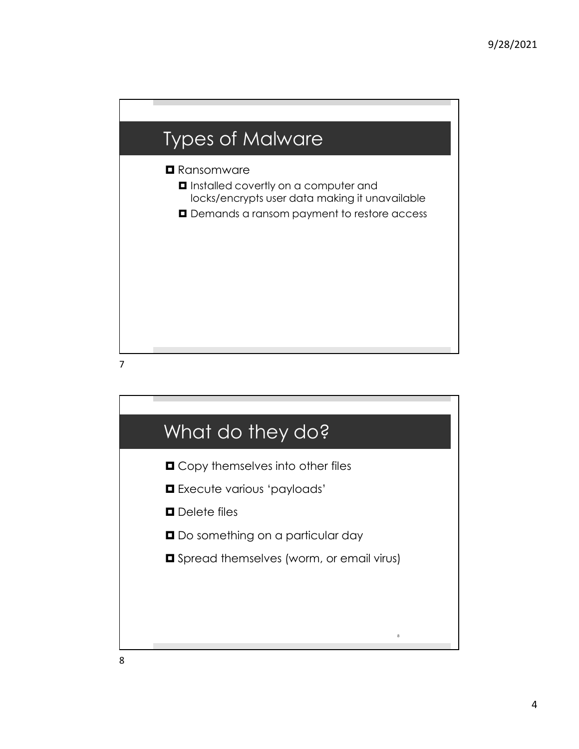## Types of Malware

- Ransomware
  - Installed covertly on a computer and locks/encrypts user data making it unavailable
  - Demands a ransom payment to restore access

## What do they do?

- Copy themselves into other files
- Execute various 'payloads'
- Delete files
- Do something on a particular day
- Spread themselves (worm, or email virus)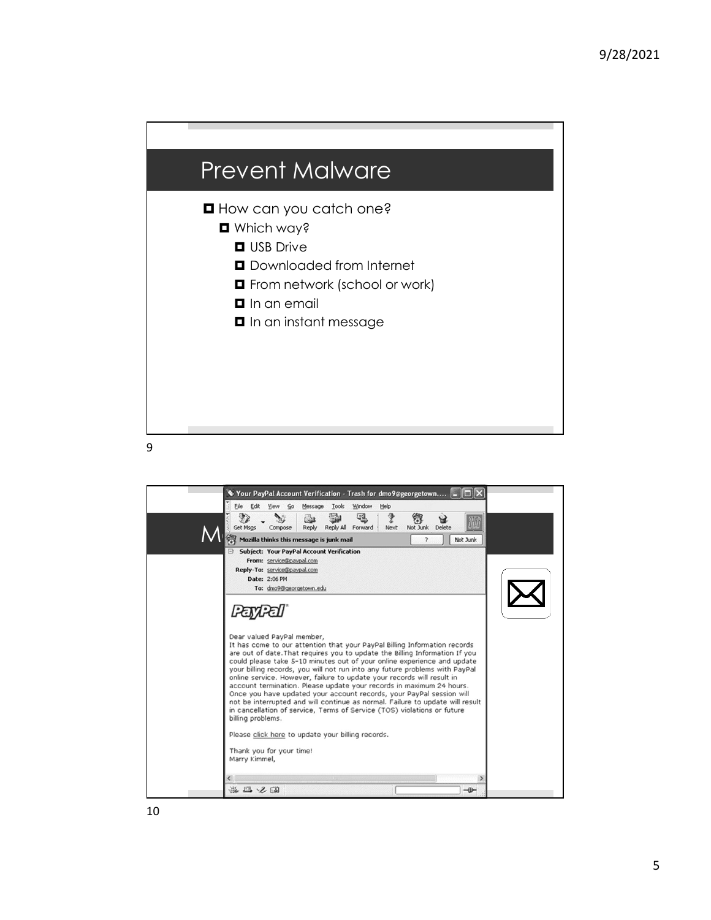# Prevent Malware

- How can you catch one?
  - Which way?
    - USB Drive
    - Downloaded from Internet
    - From network (school or work)
    - In an email
    - In an instant message

M

Your PayPal Account Verification - Trash for dmo9@georgetown....

File Edit View Go Message Tools Window Help

Get Msgs Compose Reply Reply All Forward Next Not Junk Delete

Mozilla thinks this message is junk mail ? Not Junk

Subject: Your PayPal Account Verification
From: service@paypal.com
Reply-To: service@paypal.com
Date: 2:06 PM
To: dmo9@georgetown.edu

PayPal®

Dear valued PayPal member,
It has come to our attention that your PayPal Billing Information records are out of date.That requires you to update the Billing Information If you could please take 5-10 minutes out of your online experience and update your billing records, you will not run into any future problems with PayPal online service. However, failure to update your records will result in account termination. Please update your records in maximum 24 hours. Once you have updated your account records, your PayPal session will not be interrupted and will continue as normal. Failure to update will result in cancellation of service, Terms of Service (TOS) violations or future billing problems.

Please click here to update your billing records.

Thank you for your time!
Marry Kimmel,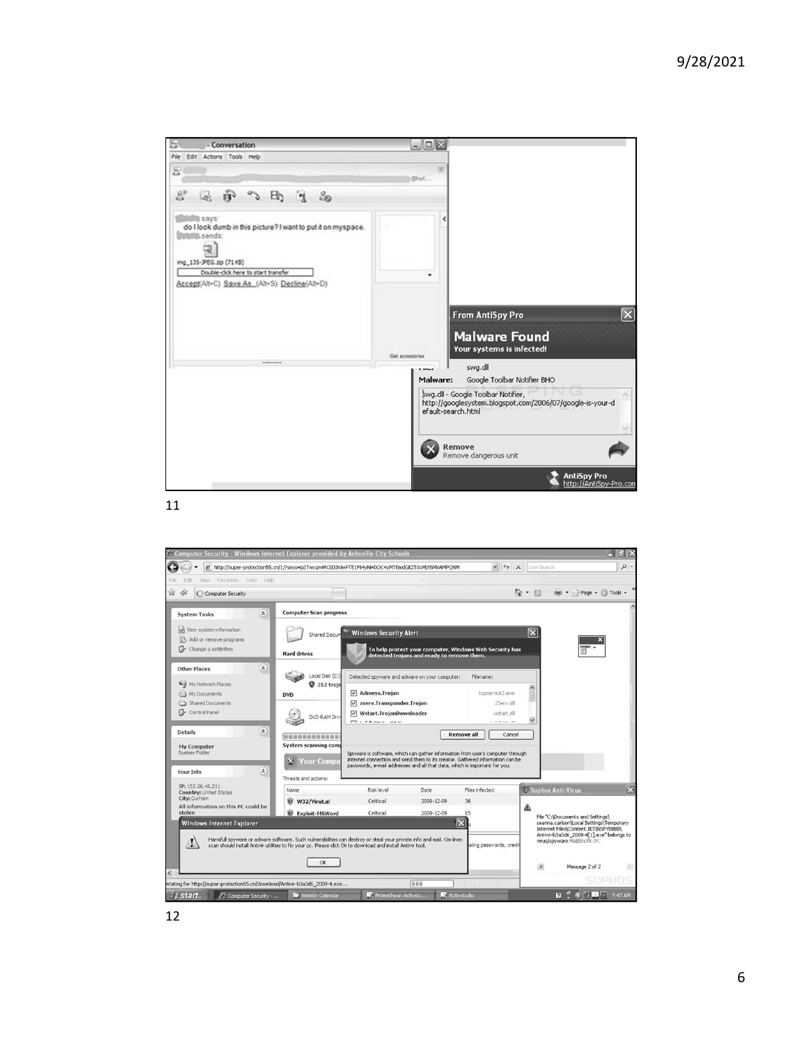**Conversation**

File Edit Actions Tools Help

says:
do I look dumb in this picture? I want to put it on myspace.
sends:

img_135-JPEG.zip (71 KB)
Double-click here to start transfer
Accept(Alt+C) Save As (Alt+S) Decline(Alt+D)

Get accessories

**From AntiSpy Pro**

**Malware Found**
**Your systems is infected!**

File: swg.dll
Malware: Google Toolbar Notifier BHO

swg.dll - Google Toolbar Notifier,
http://googlesystem.blogspot.com/2006/07/google-is-your-default-search.html

**Remove**
Remove dangerous unit

AntiSpy Pro
http://AntiSpy-Pro.com

11

**Computer Security - Windows Internet Explorer provided by Asheville City Schools**

http://super-protection55.cn/1/?sess=p2Twxj2vMC00JmlwPTE1Mi4yNi4OOC4yMTEmdGltZT0xMjYSMVAMPQNM

System Tasks
- View system information
- Add or remove programs
- Change a setting

Other Places
- My Network Places
- My Documents
- Shared Documents
- Control Panel

Details
My Computer
System Folder

Your Info
IP: 152.26.48.211
Country: United States
City: Durham
All information on this PC could be stolen

Computer Scan progress

Hard drives
Local Disk (C:)
353 trojans

DVD
DVD-RAM Drive

System scanning complete

**Windows Security Alert**

To help protect your computer, Windows Web Security has detected trojans and ready to remove them.

| Detected spyware and adware on your computer: | Filename: |
|---|---|
| Admess.Trojan | tcpservice2.exe |
| zserv.Transponder.Trojan | ZServ.dll |
| Wstart.TrojanDownloader | wstart.dll |

Remove all | Cancel

Spyware is software, which can gather information from user's computer through internet connection and send them to its creator. Gathered information can be passwords, e-mail addresses and all that data, which is important for you.

Threats and actions:

| Name | Risk level | Date | Files infected |
|---|---|---|---|
| W32/Virut.a! | Critical | 2009-12-09 | 36 |
| Exploit-MSWord | Critical | 2009-12-09 | 65 |

**Windows Internet Explorer**

Harmfull spyware or adware software. Such vulnerabilities can destroy or steal your private info and mail. On-lines scan should install Antivir utilities to fix your pc. Please click Ok to download and install Antivir tool.

OK

**Sophos Anti-Virus**

File "C:\Documents and Settings\seanna.carlson\Local Settings\Temporary Internet Files\Content.IE5\NSPYBBBB\Antivir-b3a3d6_2009-4[1].exe" belongs to virus/spyware Mal/EncPk-JY.

Message 2 of 2

Waiting for http://super-protection55.cn/download/Antivir-b3a3d6_2009-4.exe...

12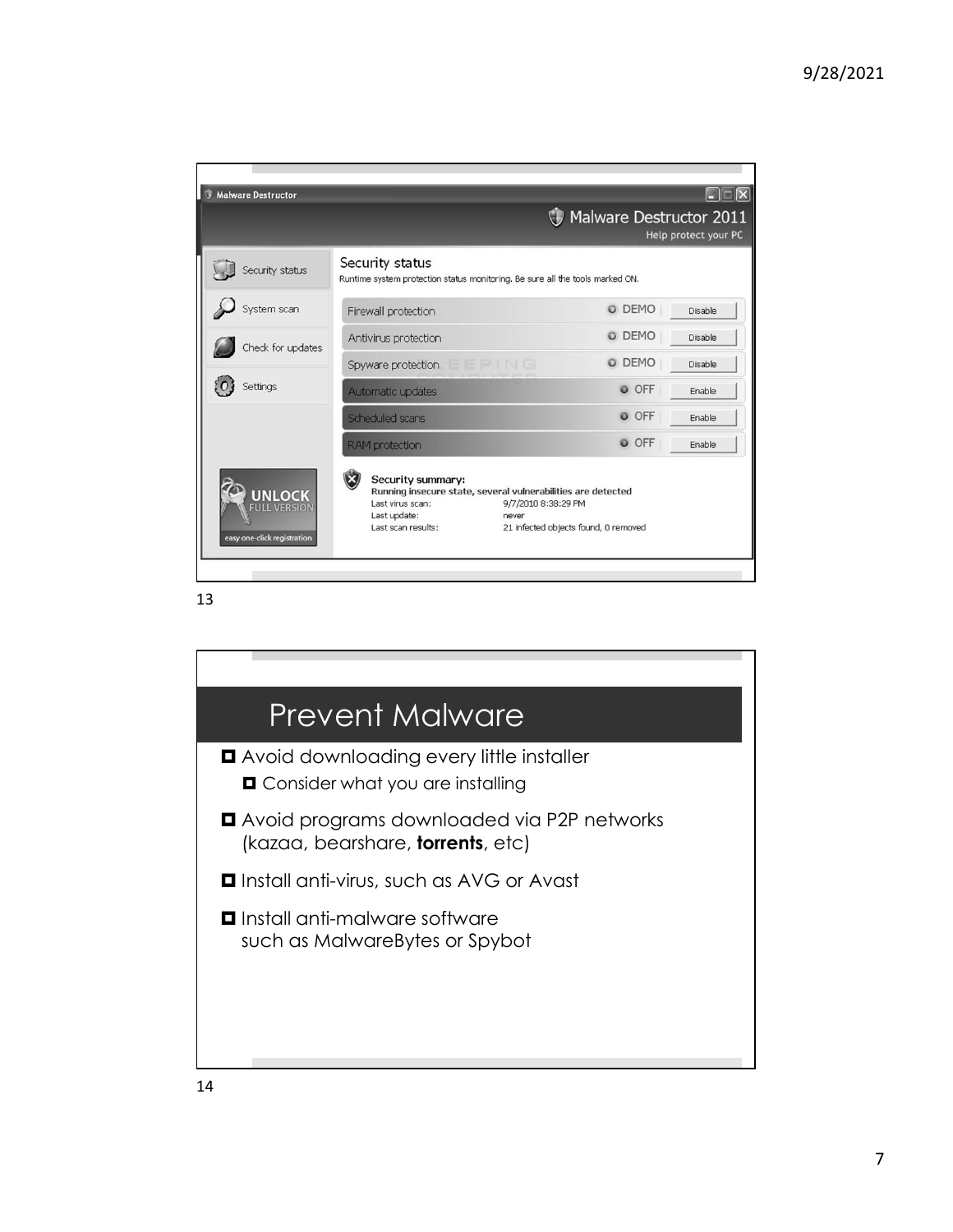Malware Destructor

Malware Destructor 2011
Help protect your PC

Security status
Runtime system protection status monitoring. Be sure all the tools marked ON.

| | | |
|---|---|---|
| Firewall protection | DEMO | Disable |
| Antivirus protection | DEMO | Disable |
| Spyware protection | DEMO | Disable |
| Automatic updates | OFF | Enable |
| Scheduled scans | OFF | Enable |
| RAM protection | OFF | Enable |

Security summary:
Running insecure state, several vulnerabilities are detected
Last virus scan: 9/7/2010 8:38:29 PM
Last update: never
Last scan results: 21 infected objects found, 0 removed

Security status | System scan | Check for updates | Settings

UNLOCK FULL VERSION
easy one-click registration

13

# Prevent Malware

- Avoid downloading every little installer
  - Consider what you are installing
- Avoid programs downloaded via P2P networks (kazaa, bearshare, **torrents**, etc)
- Install anti-virus, such as AVG or Avast
- Install anti-malware software such as MalwareBytes or Spybot

14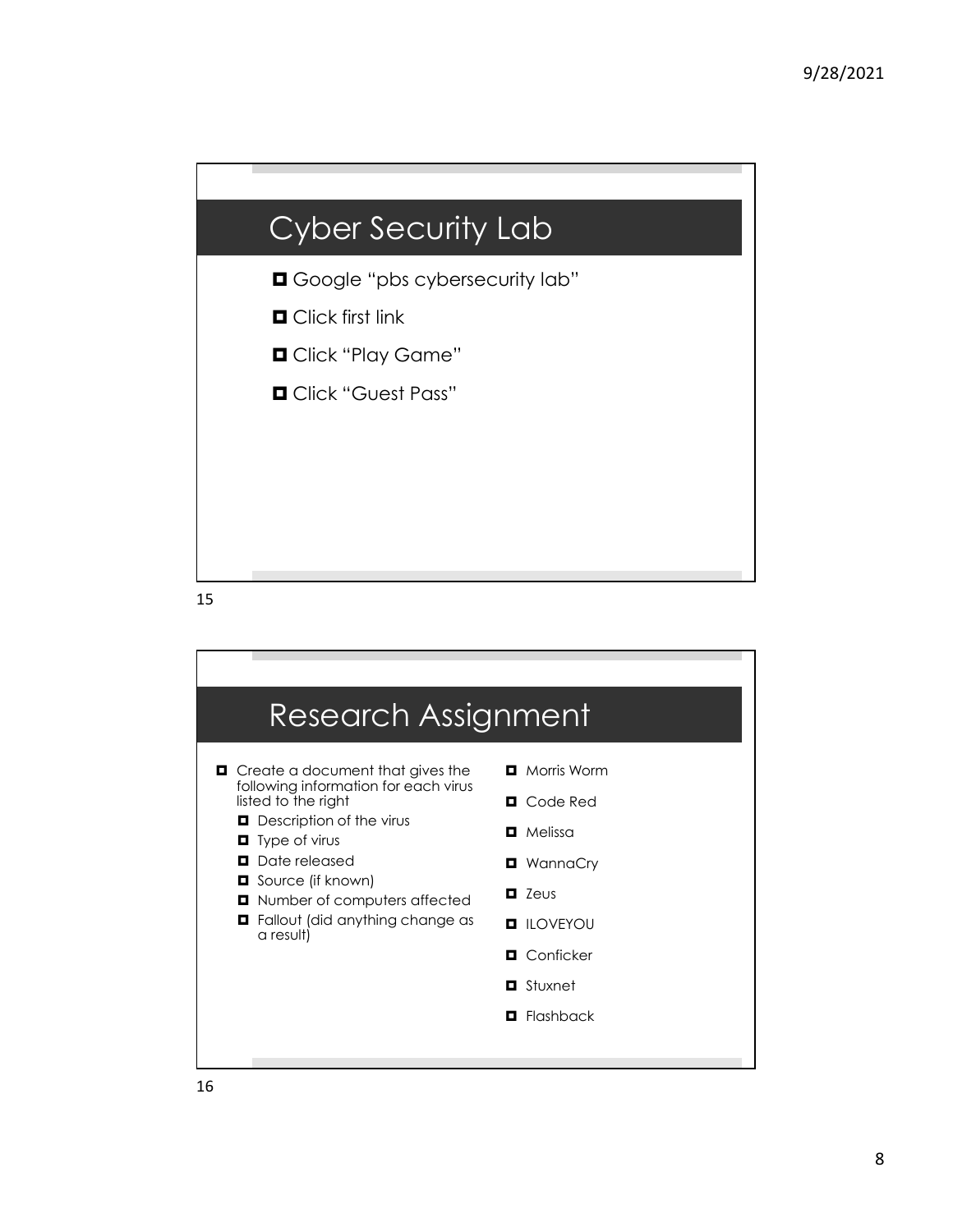## Cyber Security Lab

- Google "pbs cybersecurity lab"
- Click first link
- Click "Play Game"
- Click "Guest Pass"

## Research Assignment

- Create a document that gives the following information for each virus listed to the right
  - Description of the virus
  - Type of virus
  - Date released
  - Source (if known)
  - Number of computers affected
  - Fallout (did anything change as a result)

- Morris Worm
- Code Red
- Melissa
- WannaCry
- Zeus
- ILOVEYOU
- Conficker
- Stuxnet
- Flashback